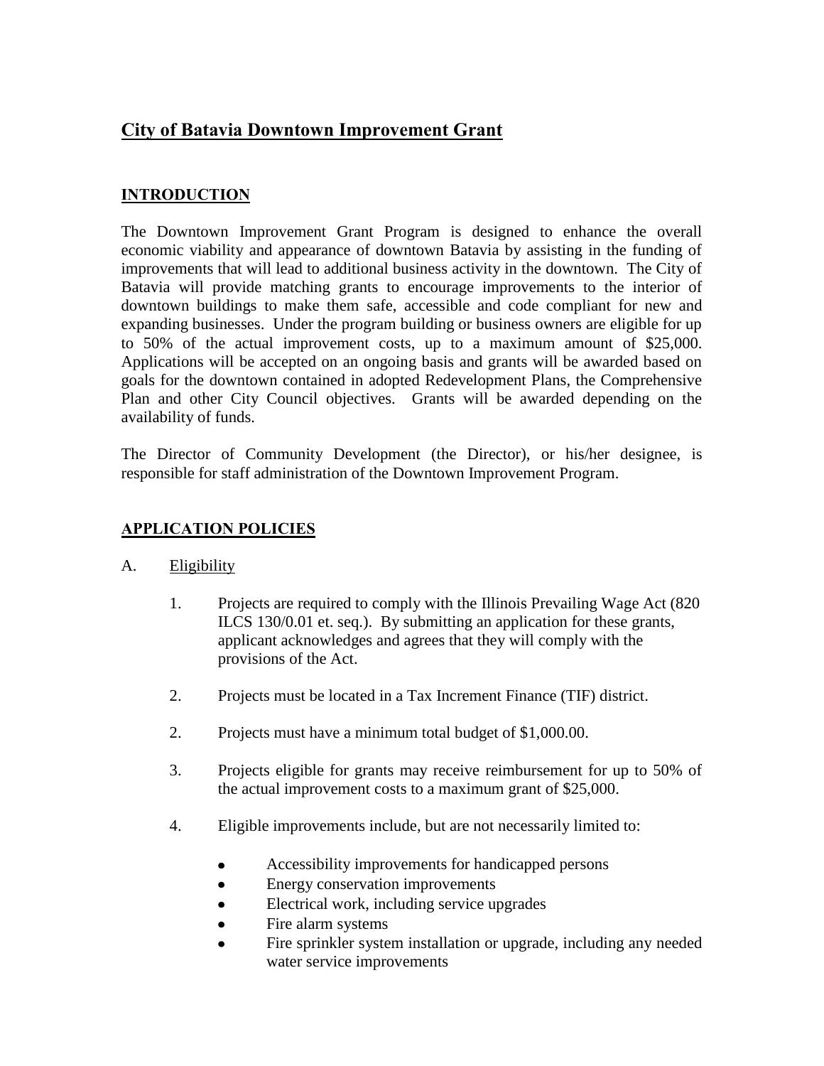# City of Batavia Downtown Improvement Grant

## INTRODUCTION

The Downtown Improvement Grant Program is designed to enhance the overall economic viability and appearance of downtown Batavia by assisting in the funding of improvements that will lead to additional business activity in the downtown. The City of Batavia will provide matching grants to encourage improvements to the interior of downtown buildings to make them safe, accessible and code compliant for new and expanding businesses. Under the program building or business owners are eligible for up to 50% of the actual improvement costs, up to a maximum amount of $25,000. Applications will be accepted on an ongoing basis and grants will be awarded based on goals for the downtown contained in adopted Redevelopment Plans, the Comprehensive Plan and other City Council objectives. Grants will be awarded depending on the availability of funds.

The Director of Community Development (the Director), or his/her designee, is responsible for staff administration of the Downtown Improvement Program.

## APPLICATION POLICIES

A. Eligibility

1. Projects are required to comply with the Illinois Prevailing Wage Act (820 ILCS 130/0.01 et. seq.). By submitting an application for these grants, applicant acknowledges and agrees that they will comply with the provisions of the Act.

2. Projects must be located in a Tax Increment Finance (TIF) district.

2. Projects must have a minimum total budget of $1,000.00.

3. Projects eligible for grants may receive reimbursement for up to 50% of the actual improvement costs to a maximum grant of $25,000.

4. Eligible improvements include, but are not necessarily limited to:

   - Accessibility improvements for handicapped persons
   - Energy conservation improvements
   - Electrical work, including service upgrades
   - Fire alarm systems
   - Fire sprinkler system installation or upgrade, including any needed water service improvements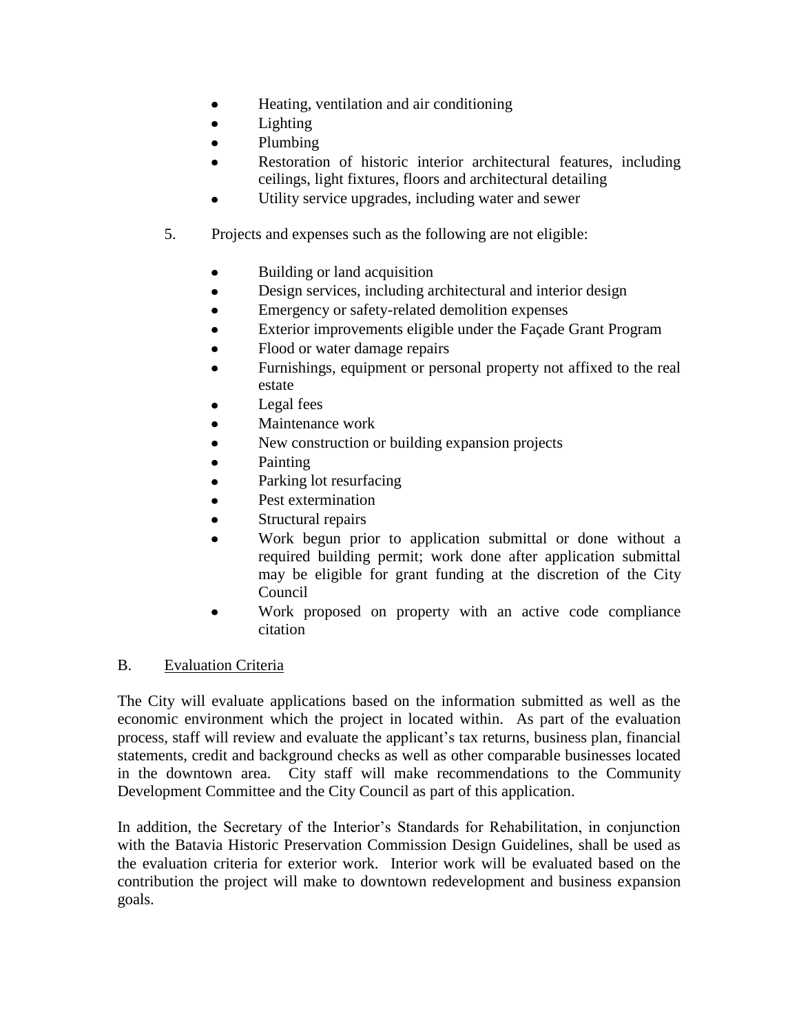- Heating, ventilation and air conditioning
- Lighting
- Plumbing
- Restoration of historic interior architectural features, including ceilings, light fixtures, floors and architectural detailing
- Utility service upgrades, including water and sewer

5. Projects and expenses such as the following are not eligible:

   - Building or land acquisition
   - Design services, including architectural and interior design
   - Emergency or safety-related demolition expenses
   - Exterior improvements eligible under the Façade Grant Program
   - Flood or water damage repairs
   - Furnishings, equipment or personal property not affixed to the real estate
   - Legal fees
   - Maintenance work
   - New construction or building expansion projects
   - Painting
   - Parking lot resurfacing
   - Pest extermination
   - Structural repairs
   - Work begun prior to application submittal or done without a required building permit; work done after application submittal may be eligible for grant funding at the discretion of the City Council
   - Work proposed on property with an active code compliance citation

B. <u>Evaluation Criteria</u>

The City will evaluate applications based on the information submitted as well as the economic environment which the project in located within. As part of the evaluation process, staff will review and evaluate the applicant's tax returns, business plan, financial statements, credit and background checks as well as other comparable businesses located in the downtown area. City staff will make recommendations to the Community Development Committee and the City Council as part of this application.

In addition, the Secretary of the Interior's Standards for Rehabilitation, in conjunction with the Batavia Historic Preservation Commission Design Guidelines, shall be used as the evaluation criteria for exterior work. Interior work will be evaluated based on the contribution the project will make to downtown redevelopment and business expansion goals.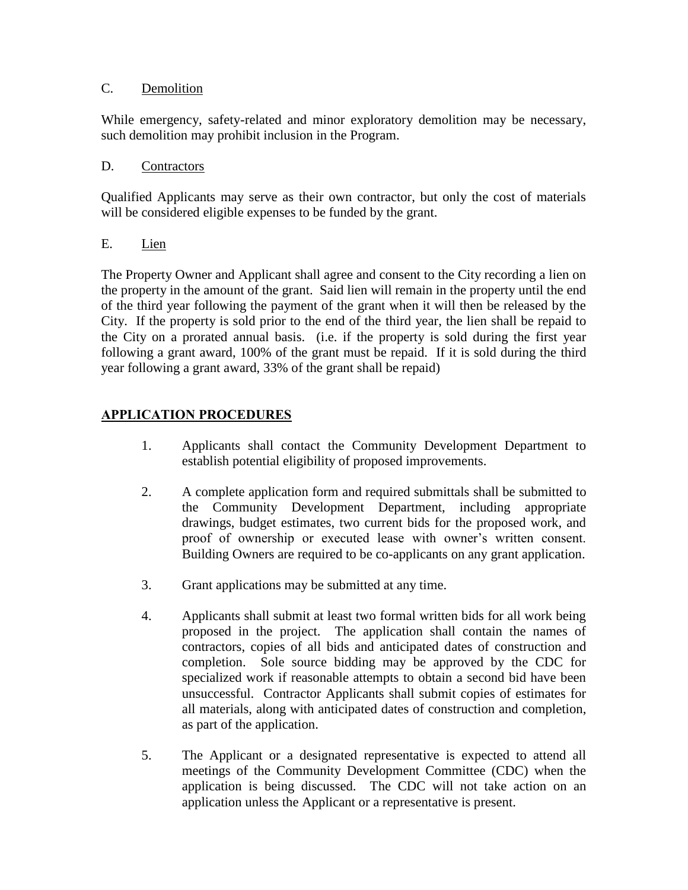C. <u>Demolition</u>

While emergency, safety-related and minor exploratory demolition may be necessary, such demolition may prohibit inclusion in the Program.

D. <u>Contractors</u>

Qualified Applicants may serve as their own contractor, but only the cost of materials will be considered eligible expenses to be funded by the grant.

E. <u>Lien</u>

The Property Owner and Applicant shall agree and consent to the City recording a lien on the property in the amount of the grant. Said lien will remain in the property until the end of the third year following the payment of the grant when it will then be released by the City. If the property is sold prior to the end of the third year, the lien shall be repaid to the City on a prorated annual basis. (i.e. if the property is sold during the first year following a grant award, 100% of the grant must be repaid. If it is sold during the third year following a grant award, 33% of the grant shall be repaid)

## APPLICATION PROCEDURES

1. Applicants shall contact the Community Development Department to establish potential eligibility of proposed improvements.

2. A complete application form and required submittals shall be submitted to the Community Development Department, including appropriate drawings, budget estimates, two current bids for the proposed work, and proof of ownership or executed lease with owner's written consent. Building Owners are required to be co-applicants on any grant application.

3. Grant applications may be submitted at any time.

4. Applicants shall submit at least two formal written bids for all work being proposed in the project. The application shall contain the names of contractors, copies of all bids and anticipated dates of construction and completion. Sole source bidding may be approved by the CDC for specialized work if reasonable attempts to obtain a second bid have been unsuccessful. Contractor Applicants shall submit copies of estimates for all materials, along with anticipated dates of construction and completion, as part of the application.

5. The Applicant or a designated representative is expected to attend all meetings of the Community Development Committee (CDC) when the application is being discussed. The CDC will not take action on an application unless the Applicant or a representative is present.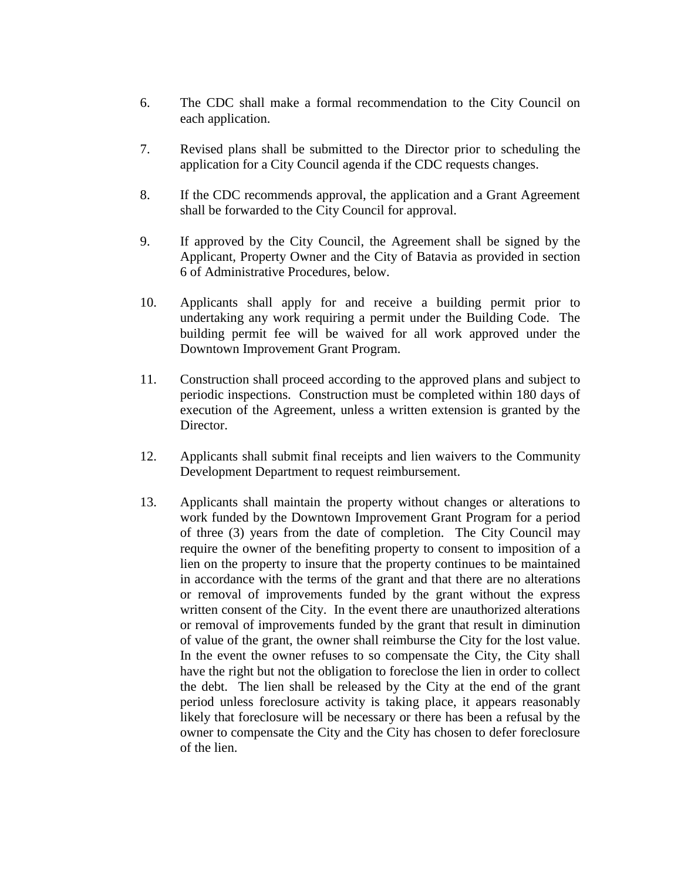6. The CDC shall make a formal recommendation to the City Council on each application.

7. Revised plans shall be submitted to the Director prior to scheduling the application for a City Council agenda if the CDC requests changes.

8. If the CDC recommends approval, the application and a Grant Agreement shall be forwarded to the City Council for approval.

9. If approved by the City Council, the Agreement shall be signed by the Applicant, Property Owner and the City of Batavia as provided in section 6 of Administrative Procedures, below.

10. Applicants shall apply for and receive a building permit prior to undertaking any work requiring a permit under the Building Code. The building permit fee will be waived for all work approved under the Downtown Improvement Grant Program.

11. Construction shall proceed according to the approved plans and subject to periodic inspections. Construction must be completed within 180 days of execution of the Agreement, unless a written extension is granted by the Director.

12. Applicants shall submit final receipts and lien waivers to the Community Development Department to request reimbursement.

13. Applicants shall maintain the property without changes or alterations to work funded by the Downtown Improvement Grant Program for a period of three (3) years from the date of completion. The City Council may require the owner of the benefiting property to consent to imposition of a lien on the property to insure that the property continues to be maintained in accordance with the terms of the grant and that there are no alterations or removal of improvements funded by the grant without the express written consent of the City. In the event there are unauthorized alterations or removal of improvements funded by the grant that result in diminution of value of the grant, the owner shall reimburse the City for the lost value. In the event the owner refuses to so compensate the City, the City shall have the right but not the obligation to foreclose the lien in order to collect the debt. The lien shall be released by the City at the end of the grant period unless foreclosure activity is taking place, it appears reasonably likely that foreclosure will be necessary or there has been a refusal by the owner to compensate the City and the City has chosen to defer foreclosure of the lien.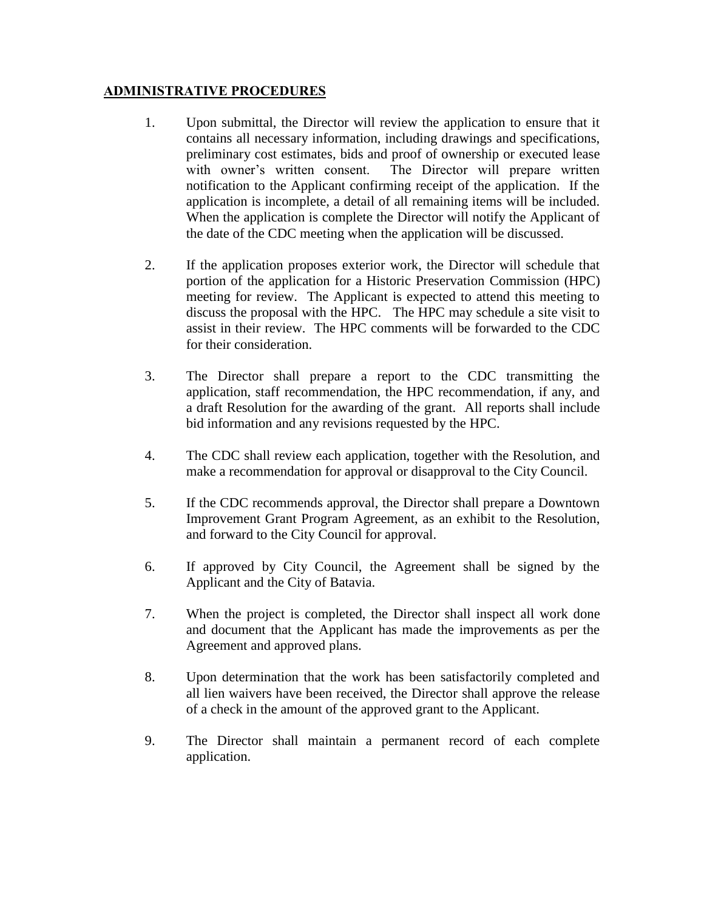## ADMINISTRATIVE PROCEDURES

1. Upon submittal, the Director will review the application to ensure that it contains all necessary information, including drawings and specifications, preliminary cost estimates, bids and proof of ownership or executed lease with owner's written consent. The Director will prepare written notification to the Applicant confirming receipt of the application. If the application is incomplete, a detail of all remaining items will be included. When the application is complete the Director will notify the Applicant of the date of the CDC meeting when the application will be discussed.

2. If the application proposes exterior work, the Director will schedule that portion of the application for a Historic Preservation Commission (HPC) meeting for review. The Applicant is expected to attend this meeting to discuss the proposal with the HPC. The HPC may schedule a site visit to assist in their review. The HPC comments will be forwarded to the CDC for their consideration.

3. The Director shall prepare a report to the CDC transmitting the application, staff recommendation, the HPC recommendation, if any, and a draft Resolution for the awarding of the grant. All reports shall include bid information and any revisions requested by the HPC.

4. The CDC shall review each application, together with the Resolution, and make a recommendation for approval or disapproval to the City Council.

5. If the CDC recommends approval, the Director shall prepare a Downtown Improvement Grant Program Agreement, as an exhibit to the Resolution, and forward to the City Council for approval.

6. If approved by City Council, the Agreement shall be signed by the Applicant and the City of Batavia.

7. When the project is completed, the Director shall inspect all work done and document that the Applicant has made the improvements as per the Agreement and approved plans.

8. Upon determination that the work has been satisfactorily completed and all lien waivers have been received, the Director shall approve the release of a check in the amount of the approved grant to the Applicant.

9. The Director shall maintain a permanent record of each complete application.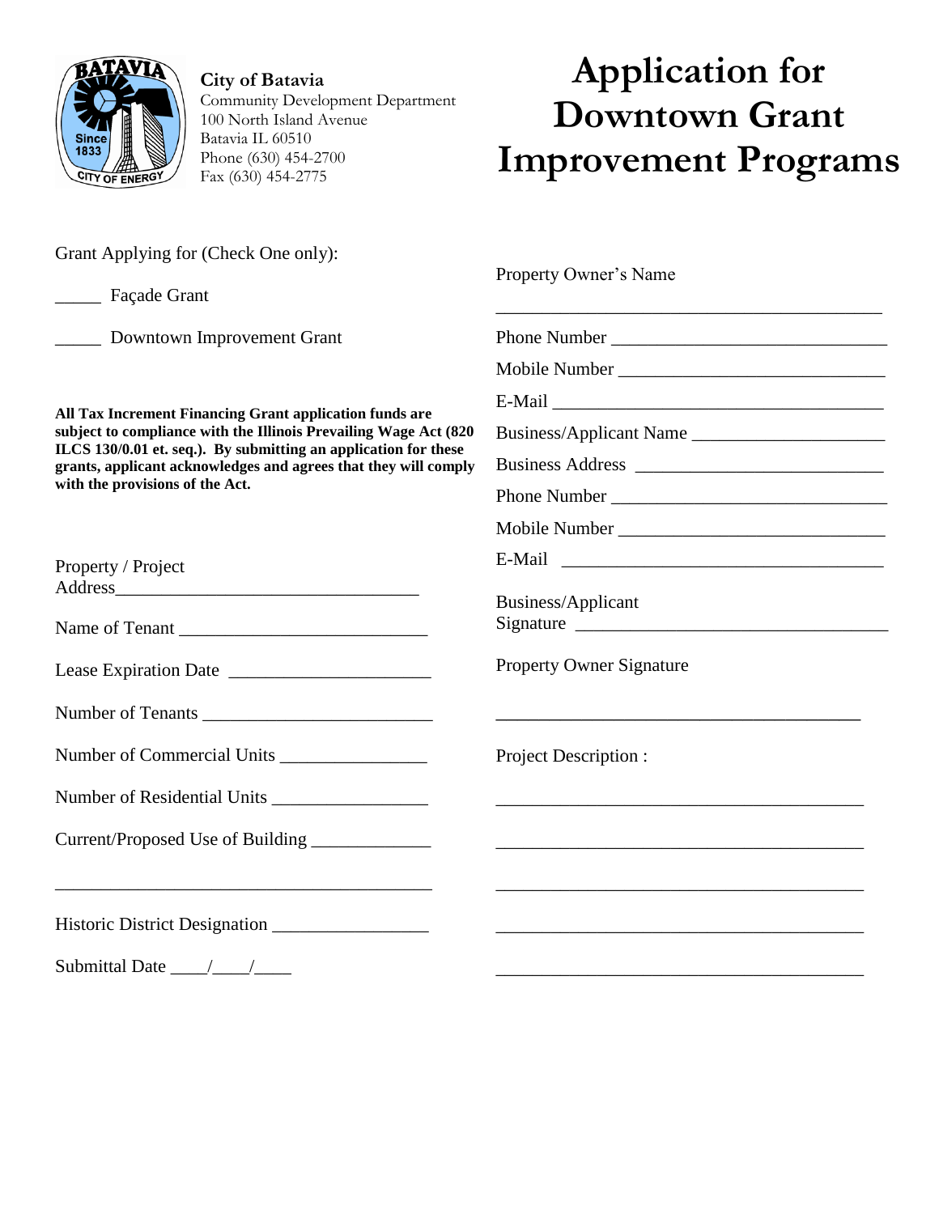**City of Batavia**
Community Development Department
100 North Island Avenue
Batavia IL 60510
Phone (630) 454-2700
Fax (630) 454-2775

# Application for Downtown Grant Improvement Programs

Grant Applying for (Check One only):

_____ Façade Grant

_____ Downtown Improvement Grant

**All Tax Increment Financing Grant application funds are subject to compliance with the Illinois Prevailing Wage Act (820 ILCS 130/0.01 et. seq.). By submitting an application for these grants, applicant acknowledges and agrees that they will comply with the provisions of the Act.**

Property / Project Address_________________________________

Name of Tenant ___________________________

Lease Expiration Date ______________________

Number of Tenants ________________________

Number of Commercial Units _______________

Number of Residential Units ________________

Current/Proposed Use of Building ____________

_________________________________________

Historic District Designation ________________

Submittal Date ____/____/____

Property Owner's Name

__________________________________________

Phone Number ______________________________

Mobile Number _____________________________

E-Mail ____________________________________

Business/Applicant Name _____________________

Business Address ___________________________

Phone Number ______________________________

Mobile Number _____________________________

E-Mail ___________________________________

Business/Applicant Signature __________________________________

Property Owner Signature

________________________________________

Project Description :

_________________________________________

_________________________________________

_________________________________________

_________________________________________

_________________________________________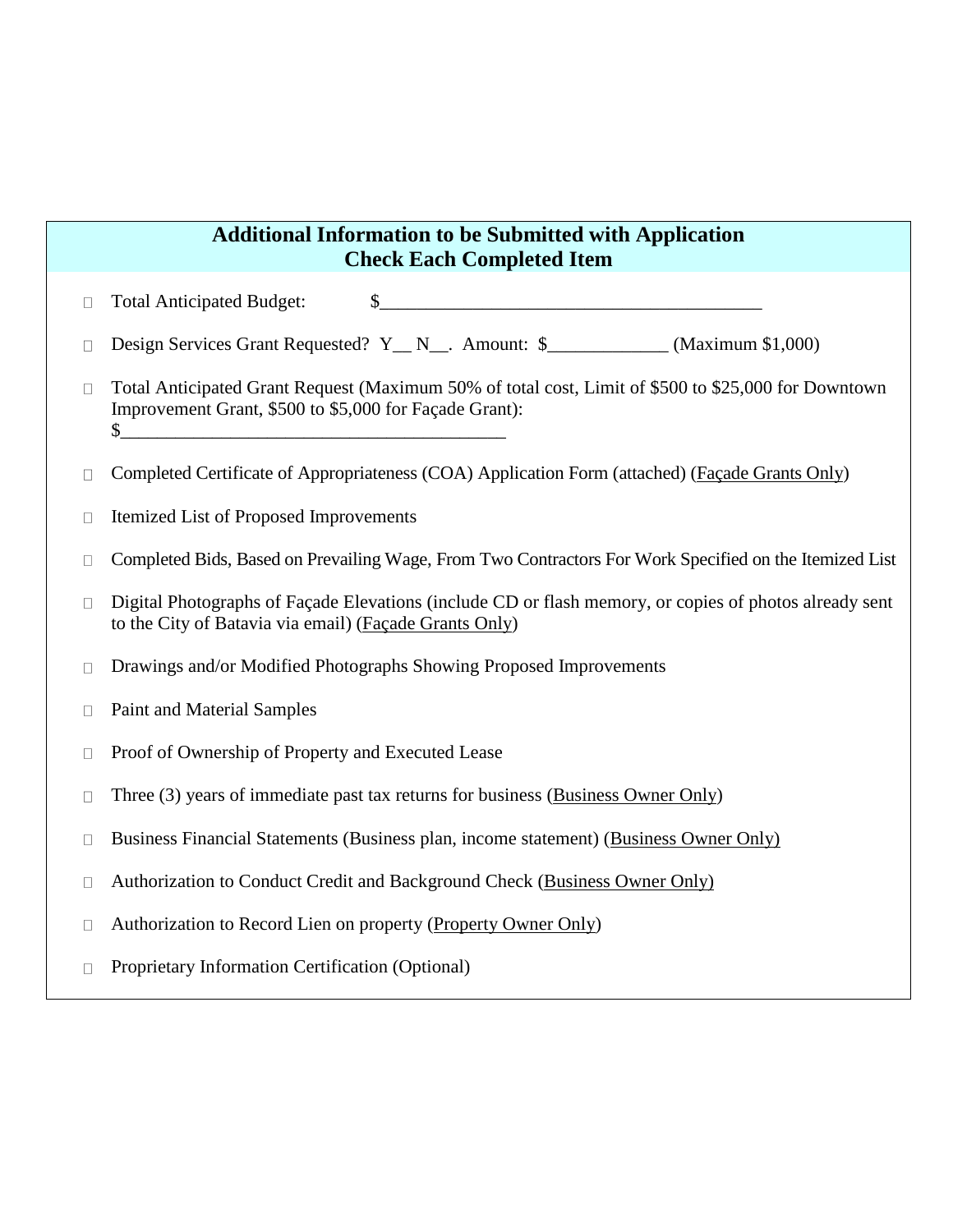## Additional Information to be Submitted with Application
## Check Each Completed Item

- ☐ Total Anticipated Budget: $________________________________________
- ☐ Design Services Grant Requested? Y__ N__. Amount: $_____________ (Maximum $1,000)
- ☐ Total Anticipated Grant Request (Maximum 50% of total cost, Limit of $500 to $25,000 for Downtown Improvement Grant, $500 to $5,000 for Façade Grant): $________________________________________
- ☐ Completed Certificate of Appropriateness (COA) Application Form (attached) (Façade Grants Only)
- ☐ Itemized List of Proposed Improvements
- ☐ Completed Bids, Based on Prevailing Wage, From Two Contractors For Work Specified on the Itemized List
- ☐ Digital Photographs of Façade Elevations (include CD or flash memory, or copies of photos already sent to the City of Batavia via email) (Façade Grants Only)
- ☐ Drawings and/or Modified Photographs Showing Proposed Improvements
- ☐ Paint and Material Samples
- ☐ Proof of Ownership of Property and Executed Lease
- ☐ Three (3) years of immediate past tax returns for business (Business Owner Only)
- ☐ Business Financial Statements (Business plan, income statement) (Business Owner Only)
- ☐ Authorization to Conduct Credit and Background Check (Business Owner Only)
- ☐ Authorization to Record Lien on property (Property Owner Only)
- ☐ Proprietary Information Certification (Optional)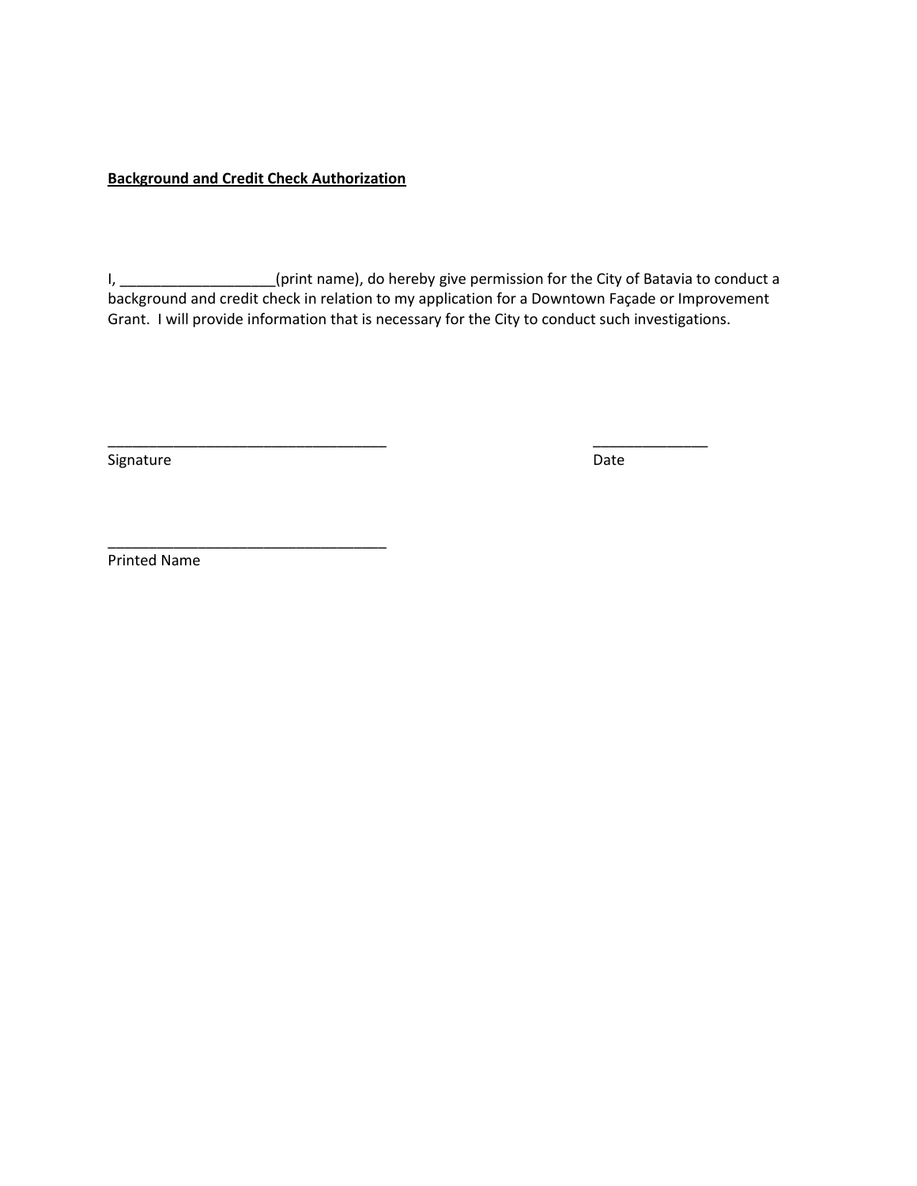**Background and Credit Check Authorization**

I, ___________________(print name), do hereby give permission for the City of Batavia to conduct a background and credit check in relation to my application for a Downtown Façade or Improvement Grant. I will provide information that is necessary for the City to conduct such investigations.

___________________________________ ______________
Signature Date

___________________________________
Printed Name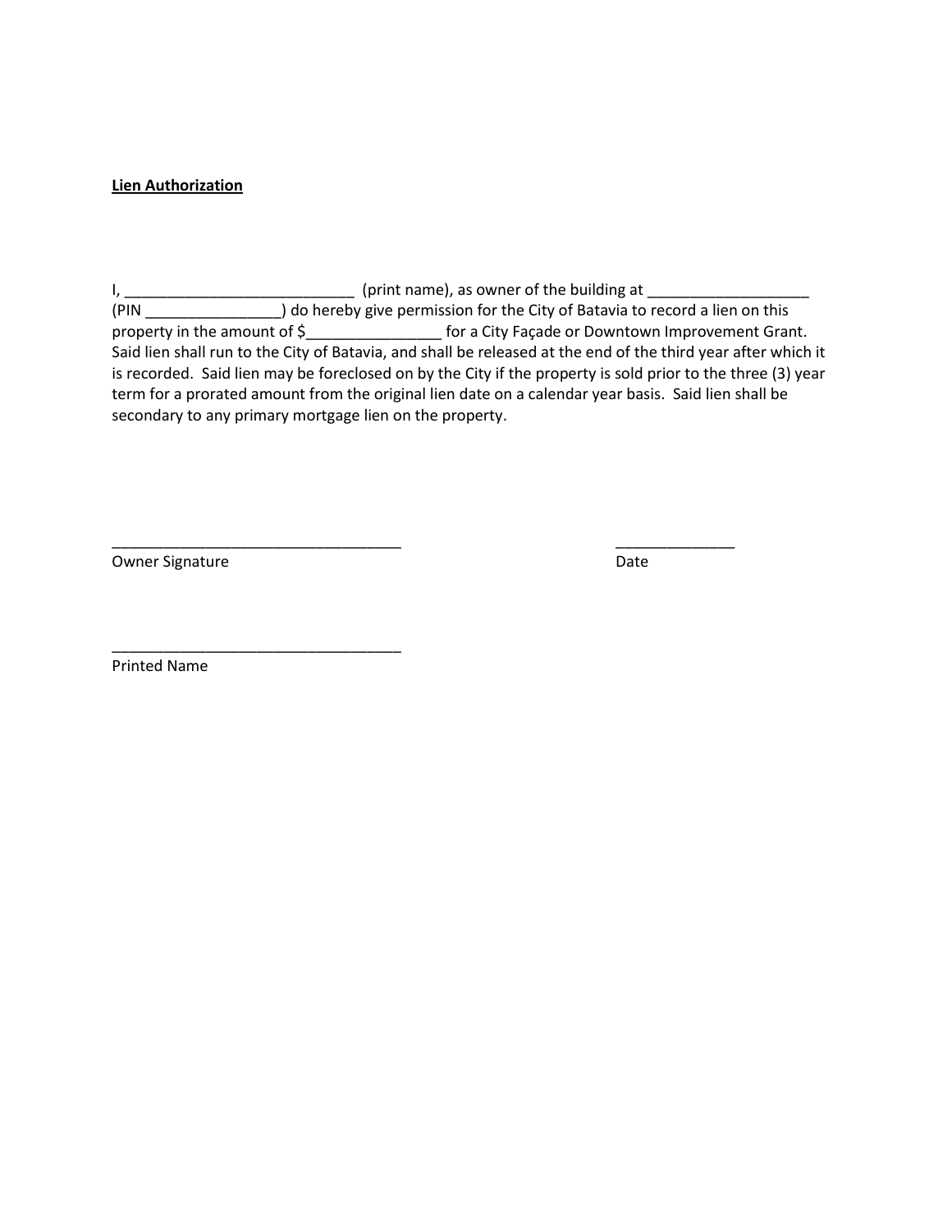**Lien Authorization**

I, ___________________________ (print name), as owner of the building at ___________________ (PIN ________________) do hereby give permission for the City of Batavia to record a lien on this property in the amount of $________________ for a City Façade or Downtown Improvement Grant. Said lien shall run to the City of Batavia, and shall be released at the end of the third year after which it is recorded. Said lien may be foreclosed on by the City if the property is sold prior to the three (3) year term for a prorated amount from the original lien date on a calendar year basis. Said lien shall be secondary to any primary mortgage lien on the property.

__________________________________ ______________

Owner Signature Date

__________________________________

Printed Name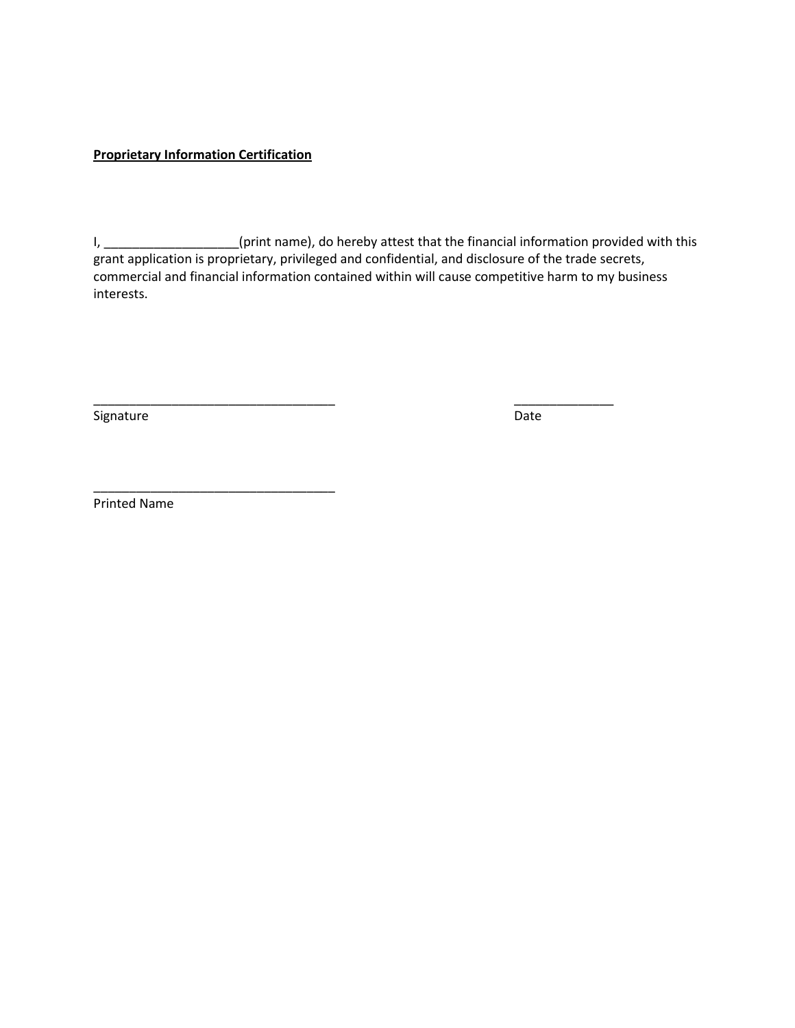**<u>Proprietary Information Certification</u>**

I, ___________________(print name), do hereby attest that the financial information provided with this grant application is proprietary, privileged and confidential, and disclosure of the trade secrets, commercial and financial information contained within will cause competitive harm to my business interests.

___________________________________ ______________
Signature Date

___________________________________
Printed Name